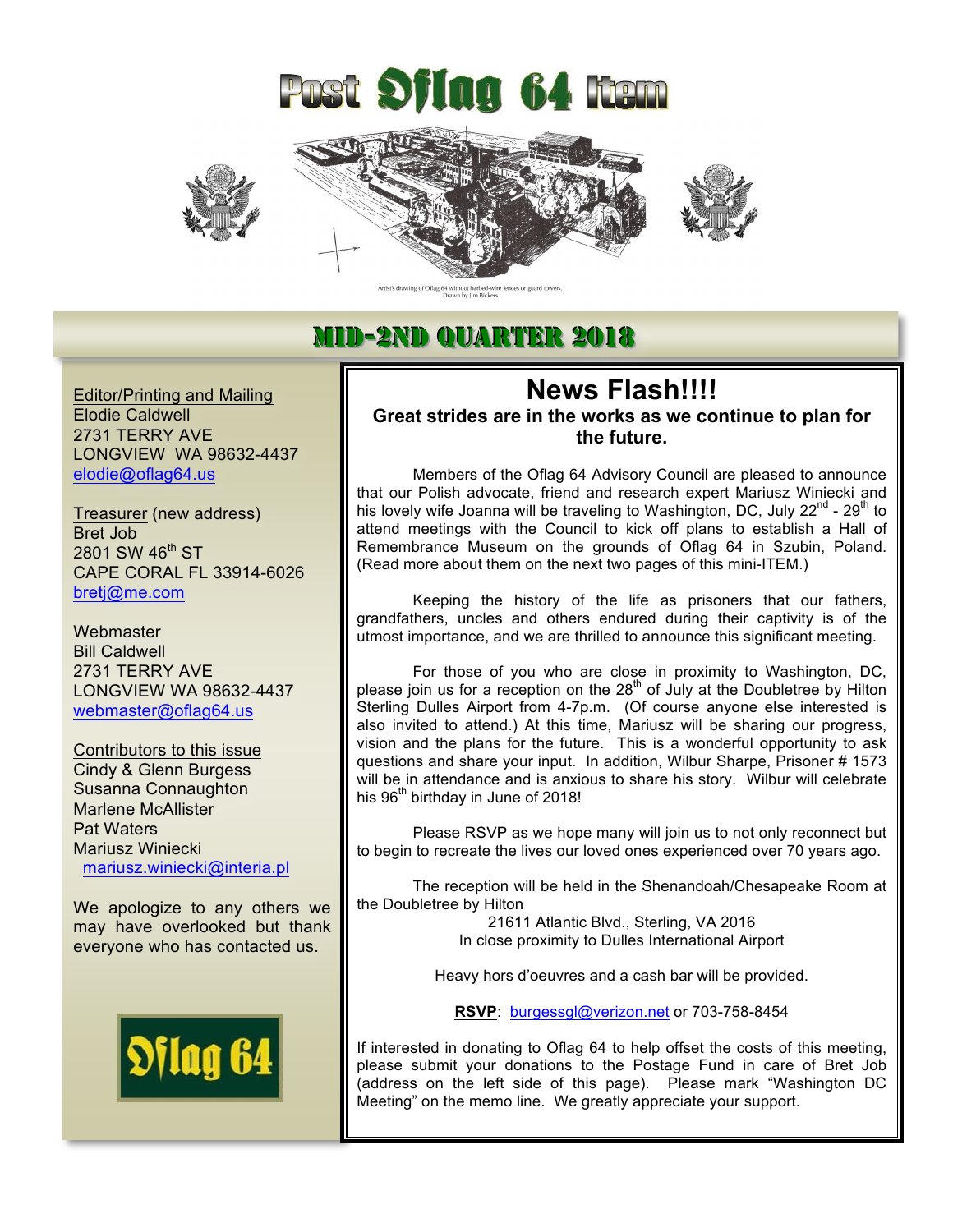# Post Oflag 64 Item

Artist's drawing of Oflag 64 without barbed-wire fences or guard towers.
Drawn by Jim Bickers

## MID-2ND QUARTER 2018

Editor/Printing and Mailing
Elodie Caldwell
2731 TERRY AVE
LONGVIEW WA 98632-4437
elodie@oflag64.us

Treasurer (new address)
Bret Job
2801 SW 46th ST
CAPE CORAL FL 33914-6026
bretj@me.com

Webmaster
Bill Caldwell
2731 TERRY AVE
LONGVIEW WA 98632-4437
webmaster@oflag64.us

Contributors to this issue
Cindy & Glenn Burgess
Susanna Connaughton
Marlene McAllister
Pat Waters
Mariusz Winiecki
mariusz.winiecki@interia.pl

We apologize to any others we may have overlooked but thank everyone who has contacted us.

Oflag 64

## News Flash!!!!

**Great strides are in the works as we continue to plan for the future.**

Members of the Oflag 64 Advisory Council are pleased to announce that our Polish advocate, friend and research expert Mariusz Winiecki and his lovely wife Joanna will be traveling to Washington, DC, July 22nd - 29th to attend meetings with the Council to kick off plans to establish a Hall of Remembrance Museum on the grounds of Oflag 64 in Szubin, Poland. (Read more about them on the next two pages of this mini-ITEM.)

Keeping the history of the life as prisoners that our fathers, grandfathers, uncles and others endured during their captivity is of the utmost importance, and we are thrilled to announce this significant meeting.

For those of you who are close in proximity to Washington, DC, please join us for a reception on the 28th of July at the Doubletree by Hilton Sterling Dulles Airport from 4-7p.m. (Of course anyone else interested is also invited to attend.) At this time, Mariusz will be sharing our progress, vision and the plans for the future. This is a wonderful opportunity to ask questions and share your input. In addition, Wilbur Sharpe, Prisoner # 1573 will be in attendance and is anxious to share his story. Wilbur will celebrate his 96th birthday in June of 2018!

Please RSVP as we hope many will join us to not only reconnect but to begin to recreate the lives our loved ones experienced over 70 years ago.

The reception will be held in the Shenandoah/Chesapeake Room at the Doubletree by Hilton
21611 Atlantic Blvd., Sterling, VA 2016
In close proximity to Dulles International Airport

Heavy hors d'oeuvres and a cash bar will be provided.

**RSVP**: burgessgl@verizon.net or 703-758-8454

If interested in donating to Oflag 64 to help offset the costs of this meeting, please submit your donations to the Postage Fund in care of Bret Job (address on the left side of this page). Please mark "Washington DC Meeting" on the memo line. We greatly appreciate your support.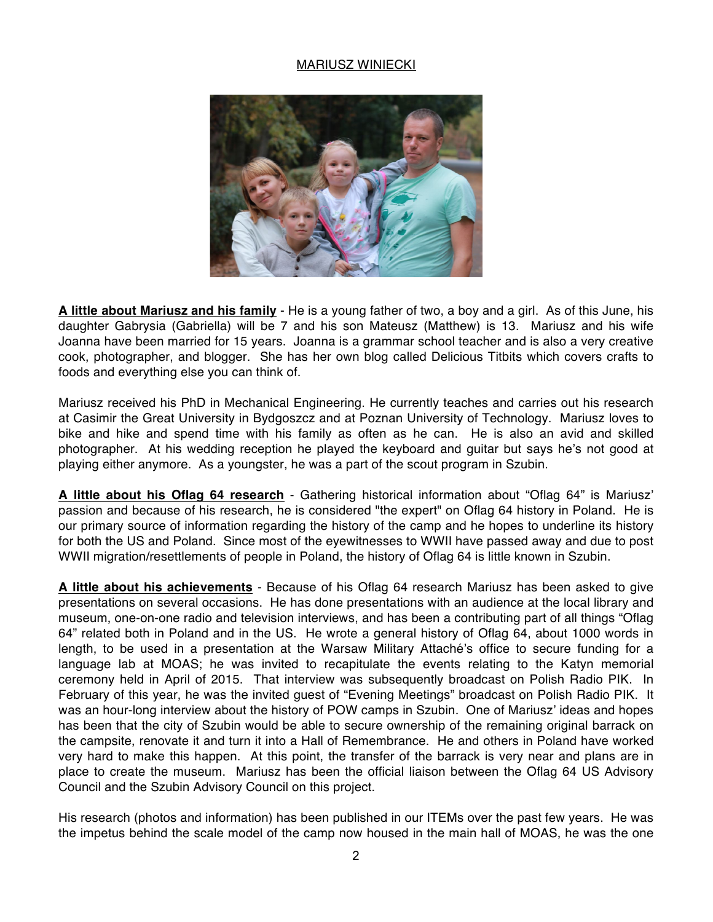MARIUSZ WINIECKI

**A little about Mariusz and his family** - He is a young father of two, a boy and a girl. As of this June, his daughter Gabrysia (Gabriella) will be 7 and his son Mateusz (Matthew) is 13. Mariusz and his wife Joanna have been married for 15 years. Joanna is a grammar school teacher and is also a very creative cook, photographer, and blogger. She has her own blog called Delicious Titbits which covers crafts to foods and everything else you can think of.

Mariusz received his PhD in Mechanical Engineering. He currently teaches and carries out his research at Casimir the Great University in Bydgoszcz and at Poznan University of Technology. Mariusz loves to bike and hike and spend time with his family as often as he can. He is also an avid and skilled photographer. At his wedding reception he played the keyboard and guitar but says he's not good at playing either anymore. As a youngster, he was a part of the scout program in Szubin.

**A little about his Oflag 64 research** - Gathering historical information about "Oflag 64" is Mariusz' passion and because of his research, he is considered "the expert" on Oflag 64 history in Poland. He is our primary source of information regarding the history of the camp and he hopes to underline its history for both the US and Poland. Since most of the eyewitnesses to WWII have passed away and due to post WWII migration/resettlements of people in Poland, the history of Oflag 64 is little known in Szubin.

**A little about his achievements** - Because of his Oflag 64 research Mariusz has been asked to give presentations on several occasions. He has done presentations with an audience at the local library and museum, one-on-one radio and television interviews, and has been a contributing part of all things "Oflag 64" related both in Poland and in the US. He wrote a general history of Oflag 64, about 1000 words in length, to be used in a presentation at the Warsaw Military Attaché's office to secure funding for a language lab at MOAS; he was invited to recapitulate the events relating to the Katyn memorial ceremony held in April of 2015. That interview was subsequently broadcast on Polish Radio PIK. In February of this year, he was the invited guest of "Evening Meetings" broadcast on Polish Radio PIK. It was an hour-long interview about the history of POW camps in Szubin. One of Mariusz' ideas and hopes has been that the city of Szubin would be able to secure ownership of the remaining original barrack on the campsite, renovate it and turn it into a Hall of Remembrance. He and others in Poland have worked very hard to make this happen. At this point, the transfer of the barrack is very near and plans are in place to create the museum. Mariusz has been the official liaison between the Oflag 64 US Advisory Council and the Szubin Advisory Council on this project.

His research (photos and information) has been published in our ITEMs over the past few years. He was the impetus behind the scale model of the camp now housed in the main hall of MOAS, he was the one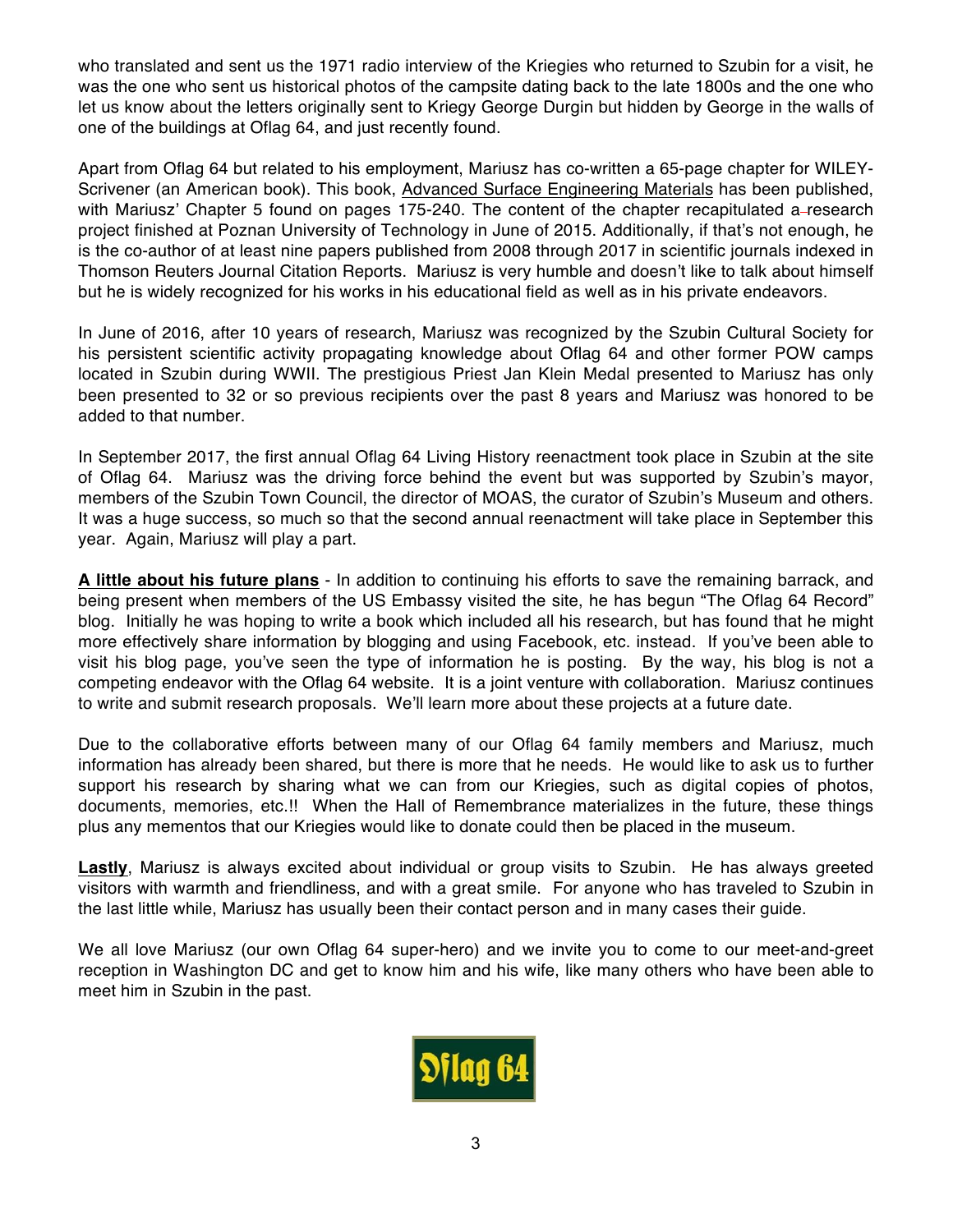who translated and sent us the 1971 radio interview of the Kriegies who returned to Szubin for a visit, he was the one who sent us historical photos of the campsite dating back to the late 1800s and the one who let us know about the letters originally sent to Kriegy George Durgin but hidden by George in the walls of one of the buildings at Oflag 64, and just recently found.

Apart from Oflag 64 but related to his employment, Mariusz has co-written a 65-page chapter for WILEY-Scrivener (an American book). This book, Advanced Surface Engineering Materials has been published, with Mariusz' Chapter 5 found on pages 175-240. The content of the chapter recapitulated a research project finished at Poznan University of Technology in June of 2015. Additionally, if that's not enough, he is the co-author of at least nine papers published from 2008 through 2017 in scientific journals indexed in Thomson Reuters Journal Citation Reports. Mariusz is very humble and doesn't like to talk about himself but he is widely recognized for his works in his educational field as well as in his private endeavors.

In June of 2016, after 10 years of research, Mariusz was recognized by the Szubin Cultural Society for his persistent scientific activity propagating knowledge about Oflag 64 and other former POW camps located in Szubin during WWII. The prestigious Priest Jan Klein Medal presented to Mariusz has only been presented to 32 or so previous recipients over the past 8 years and Mariusz was honored to be added to that number.

In September 2017, the first annual Oflag 64 Living History reenactment took place in Szubin at the site of Oflag 64. Mariusz was the driving force behind the event but was supported by Szubin's mayor, members of the Szubin Town Council, the director of MOAS, the curator of Szubin's Museum and others. It was a huge success, so much so that the second annual reenactment will take place in September this year. Again, Mariusz will play a part.

**A little about his future plans** - In addition to continuing his efforts to save the remaining barrack, and being present when members of the US Embassy visited the site, he has begun "The Oflag 64 Record" blog. Initially he was hoping to write a book which included all his research, but has found that he might more effectively share information by blogging and using Facebook, etc. instead. If you've been able to visit his blog page, you've seen the type of information he is posting. By the way, his blog is not a competing endeavor with the Oflag 64 website. It is a joint venture with collaboration. Mariusz continues to write and submit research proposals. We'll learn more about these projects at a future date.

Due to the collaborative efforts between many of our Oflag 64 family members and Mariusz, much information has already been shared, but there is more that he needs. He would like to ask us to further support his research by sharing what we can from our Kriegies, such as digital copies of photos, documents, memories, etc.!! When the Hall of Remembrance materializes in the future, these things plus any mementos that our Kriegies would like to donate could then be placed in the museum.

**Lastly**, Mariusz is always excited about individual or group visits to Szubin. He has always greeted visitors with warmth and friendliness, and with a great smile. For anyone who has traveled to Szubin in the last little while, Mariusz has usually been their contact person and in many cases their guide.

We all love Mariusz (our own Oflag 64 super-hero) and we invite you to come to our meet-and-greet reception in Washington DC and get to know him and his wife, like many others who have been able to meet him in Szubin in the past.

Oflag 64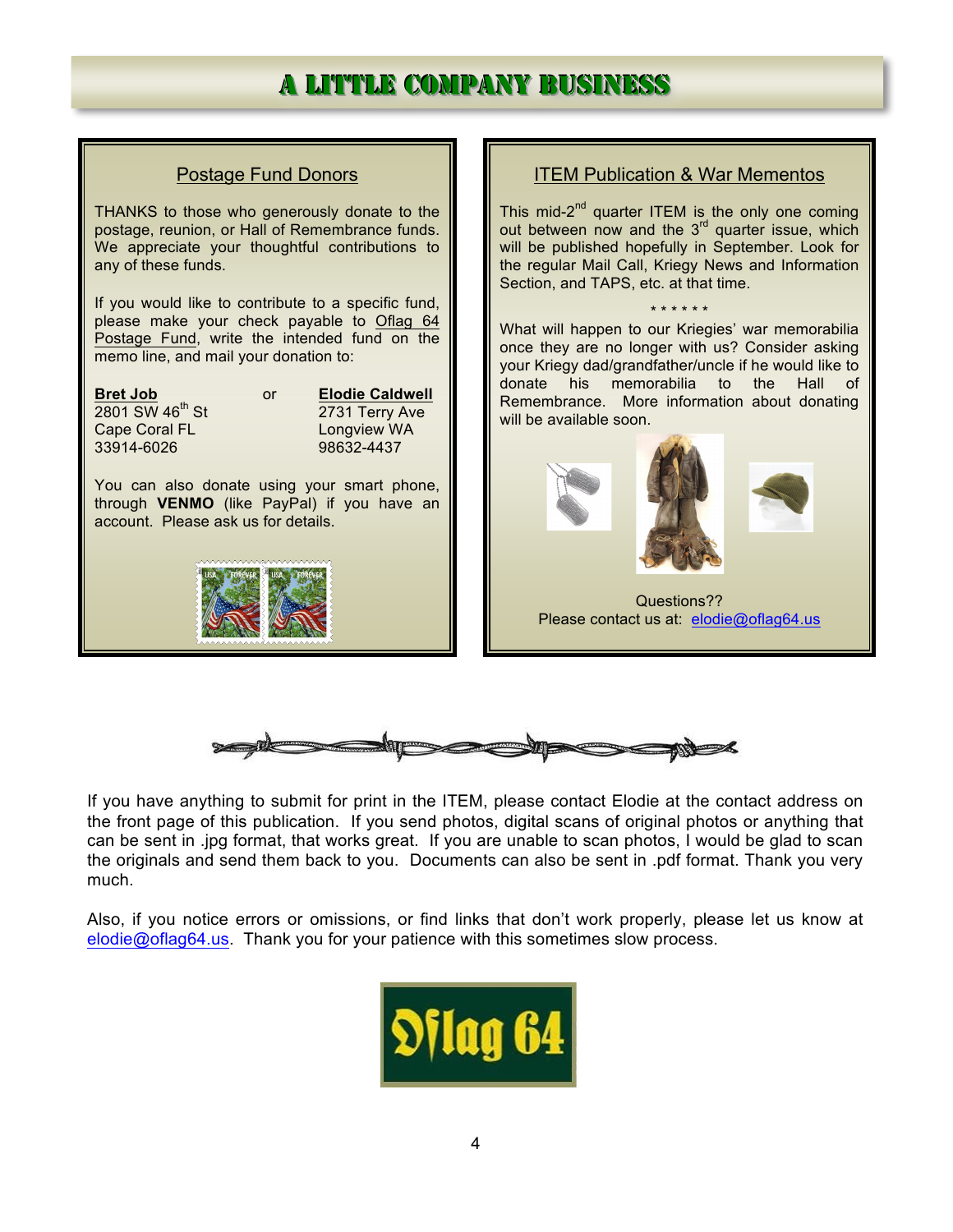# A LITTLE COMPANY BUSINESS

## Postage Fund Donors

THANKS to those who generously donate to the postage, reunion, or Hall of Remembrance funds. We appreciate your thoughtful contributions to any of these funds.

If you would like to contribute to a specific fund, please make your check payable to Oflag 64 Postage Fund, write the intended fund on the memo line, and mail your donation to:

**Bret Job**
2801 SW 46th St
Cape Coral FL
33914-6026

or

**Elodie Caldwell**
2731 Terry Ave
Longview WA
98632-4437

You can also donate using your smart phone, through **VENMO** (like PayPal) if you have an account. Please ask us for details.

## ITEM Publication & War Mementos

This mid-2nd quarter ITEM is the only one coming out between now and the 3rd quarter issue, which will be published hopefully in September. Look for the regular Mail Call, Kriegy News and Information Section, and TAPS, etc. at that time.

\* \* \* \* \* \*

What will happen to our Kriegies' war memorabilia once they are no longer with us? Consider asking your Kriegy dad/grandfather/uncle if he would like to donate his memorabilia to the Hall of Remembrance. More information about donating will be available soon.

Questions??
Please contact us at: elodie@oflag64.us

If you have anything to submit for print in the ITEM, please contact Elodie at the contact address on the front page of this publication. If you send photos, digital scans of original photos or anything that can be sent in .jpg format, that works great. If you are unable to scan photos, I would be glad to scan the originals and send them back to you. Documents can also be sent in .pdf format. Thank you very much.

Also, if you notice errors or omissions, or find links that don't work properly, please let us know at elodie@oflag64.us. Thank you for your patience with this sometimes slow process.

Oflag 64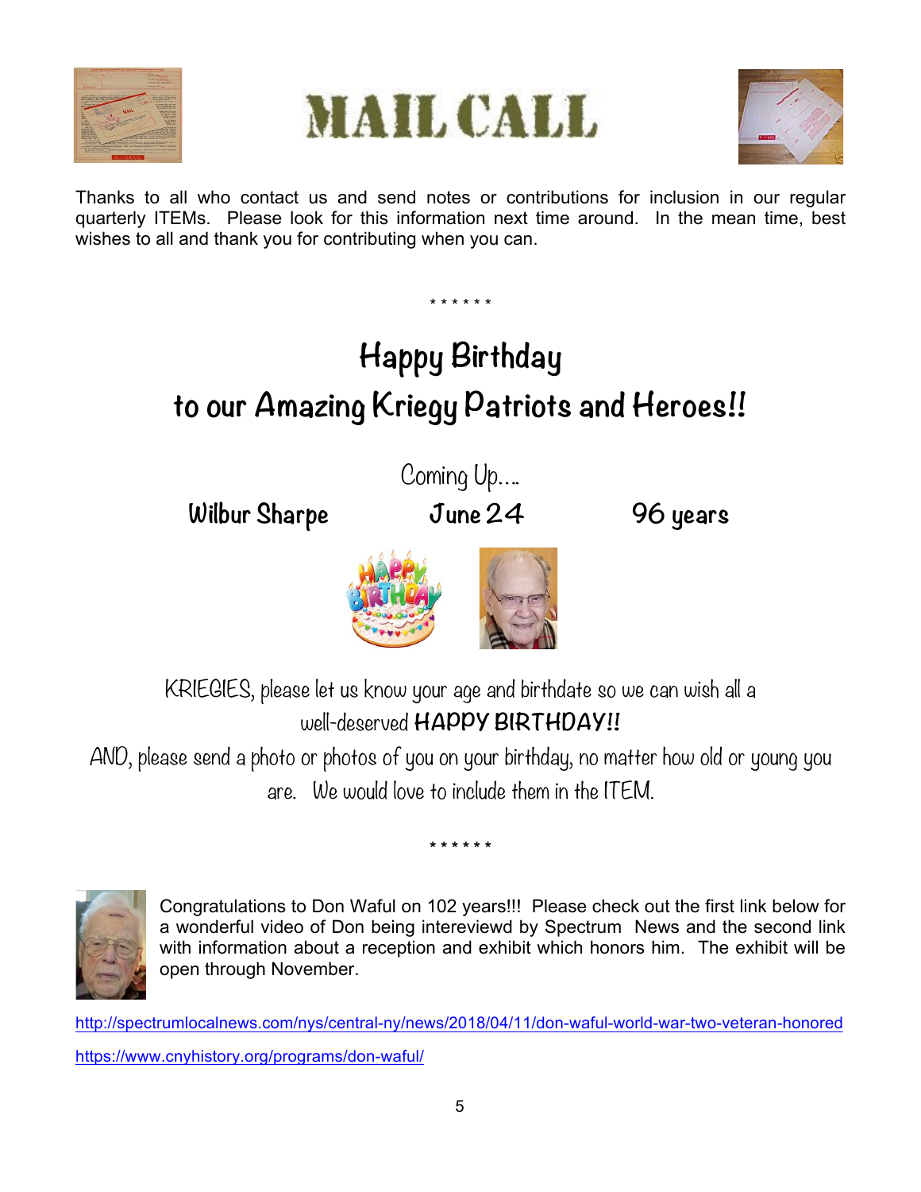# MAIL CALL

Thanks to all who contact us and send notes or contributions for inclusion in our regular quarterly ITEMs. Please look for this information next time around. In the mean time, best wishes to all and thank you for contributing when you can.

\* \* \* \* \* \*

## Happy Birthday
## to our Amazing Kriegy Patriots and Heroes!!

Coming Up....

**Wilbur Sharpe** **June 24** **96 years**

KRIEGIES, please let us know your age and birthdate so we can wish all a well-deserved **HAPPY BIRTHDAY!!**

AND, please send a photo or photos of you on your birthday, no matter how old or young you are. We would love to include them in the ITEM.

\* \* \* \* \* \*

Congratulations to Don Waful on 102 years!!! Please check out the first link below for a wonderful video of Don being intereviewd by Spectrum News and the second link with information about a reception and exhibit which honors him. The exhibit will be open through November.

http://spectrumlocalnews.com/nys/central-ny/news/2018/04/11/don-waful-world-war-two-veteran-honored

https://www.cnyhistory.org/programs/don-waful/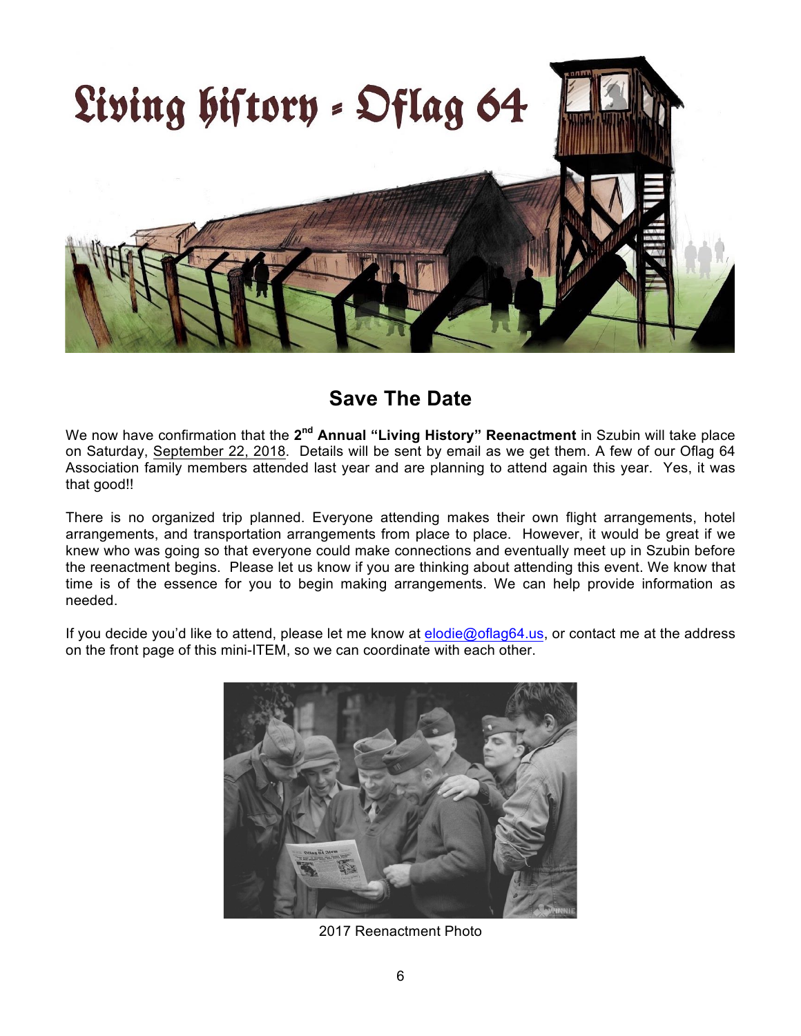# Living History - Oflag 64

## Save The Date

We now have confirmation that the **2nd Annual "Living History" Reenactment** in Szubin will take place on Saturday, September 22, 2018. Details will be sent by email as we get them. A few of our Oflag 64 Association family members attended last year and are planning to attend again this year. Yes, it was that good!!

There is no organized trip planned. Everyone attending makes their own flight arrangements, hotel arrangements, and transportation arrangements from place to place. However, it would be great if we knew who was going so that everyone could make connections and eventually meet up in Szubin before the reenactment begins. Please let us know if you are thinking about attending this event. We know that time is of the essence for you to begin making arrangements. We can help provide information as needed.

If you decide you'd like to attend, please let me know at elodie@oflag64.us, or contact me at the address on the front page of this mini-ITEM, so we can coordinate with each other.

2017 Reenactment Photo